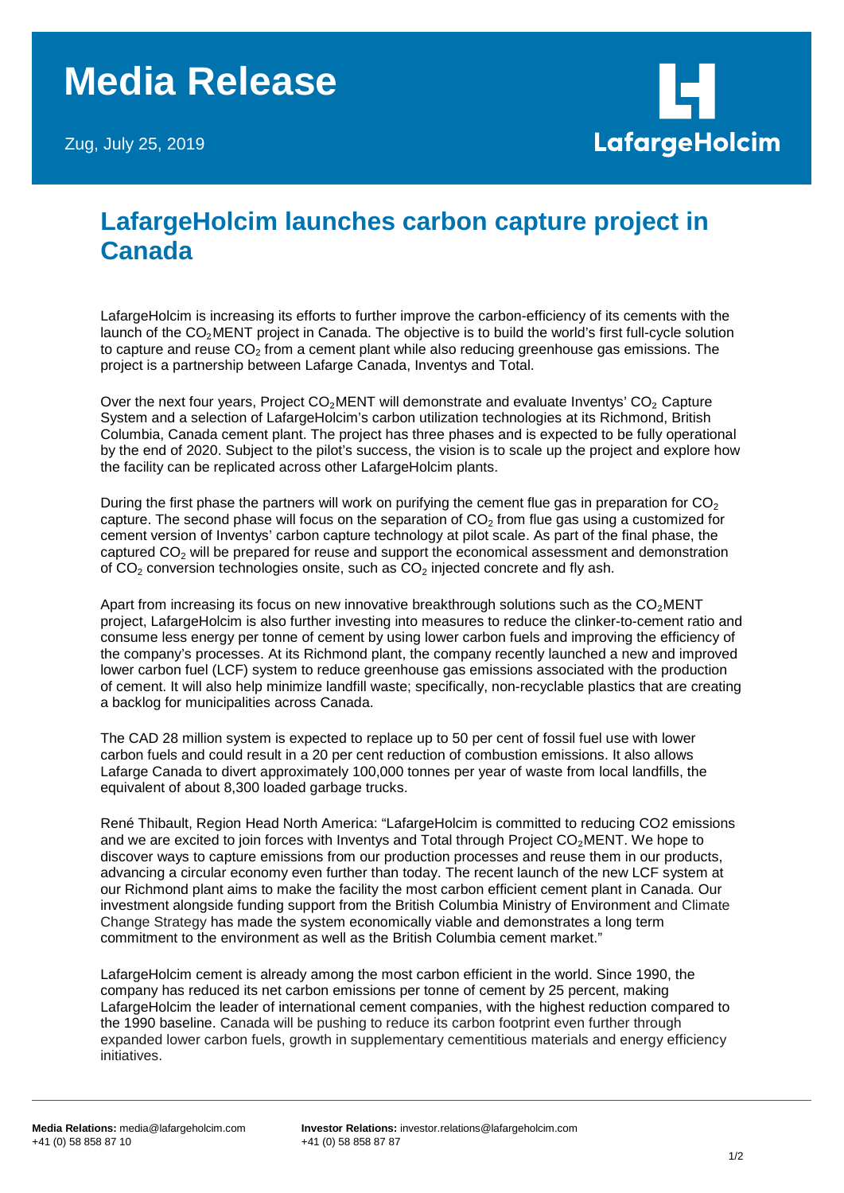# Media Release

Zug, July 25, 2019

LafargeHolcim

## LafargeHolcim launches carbon capture project in Canada

LafargeHolcim is increasing its efforts to further improve the carbon-efficiency of its cements with the launch of the $CO_2$MENT project in Canada. The objective is to build the world's first full-cycle solution to capture and reuse $CO_2$ from a cement plant while also reducing greenhouse gas emissions. The project is a partnership between Lafarge Canada, Inventys and Total.

Over the next four years, Project $CO_2$MENT will demonstrate and evaluate Inventys' $CO_2$ Capture System and a selection of LafargeHolcim's carbon utilization technologies at its Richmond, British Columbia, Canada cement plant. The project has three phases and is expected to be fully operational by the end of 2020. Subject to the pilot's success, the vision is to scale up the project and explore how the facility can be replicated across other LafargeHolcim plants.

During the first phase the partners will work on purifying the cement flue gas in preparation for $CO_2$ capture. The second phase will focus on the separation of $CO_2$ from flue gas using a customized for cement version of Inventys' carbon capture technology at pilot scale. As part of the final phase, the captured $CO_2$ will be prepared for reuse and support the economical assessment and demonstration of $CO_2$ conversion technologies onsite, such as $CO_2$ injected concrete and fly ash.

Apart from increasing its focus on new innovative breakthrough solutions such as the $CO_2$MENT project, LafargeHolcim is also further investing into measures to reduce the clinker-to-cement ratio and consume less energy per tonne of cement by using lower carbon fuels and improving the efficiency of the company's processes. At its Richmond plant, the company recently launched a new and improved lower carbon fuel (LCF) system to reduce greenhouse gas emissions associated with the production of cement. It will also help minimize landfill waste; specifically, non-recyclable plastics that are creating a backlog for municipalities across Canada.

The CAD 28 million system is expected to replace up to 50 per cent of fossil fuel use with lower carbon fuels and could result in a 20 per cent reduction of combustion emissions. It also allows Lafarge Canada to divert approximately 100,000 tonnes per year of waste from local landfills, the equivalent of about 8,300 loaded garbage trucks.

René Thibault, Region Head North America: "LafargeHolcim is committed to reducing CO2 emissions and we are excited to join forces with Inventys and Total through Project $CO_2$MENT. We hope to discover ways to capture emissions from our production processes and reuse them in our products, advancing a circular economy even further than today. The recent launch of the new LCF system at our Richmond plant aims to make the facility the most carbon efficient cement plant in Canada. Our investment alongside funding support from the British Columbia Ministry of Environment and Climate Change Strategy has made the system economically viable and demonstrates a long term commitment to the environment as well as the British Columbia cement market."

LafargeHolcim cement is already among the most carbon efficient in the world. Since 1990, the company has reduced its net carbon emissions per tonne of cement by 25 percent, making LafargeHolcim the leader of international cement companies, with the highest reduction compared to the 1990 baseline. Canada will be pushing to reduce its carbon footprint even further through expanded lower carbon fuels, growth in supplementary cementitious materials and energy efficiency initiatives.

**Media Relations:** media@lafargeholcim.com
+41 (0) 58 858 87 10

**Investor Relations:** investor.relations@lafargeholcim.com
+41 (0) 58 858 87 87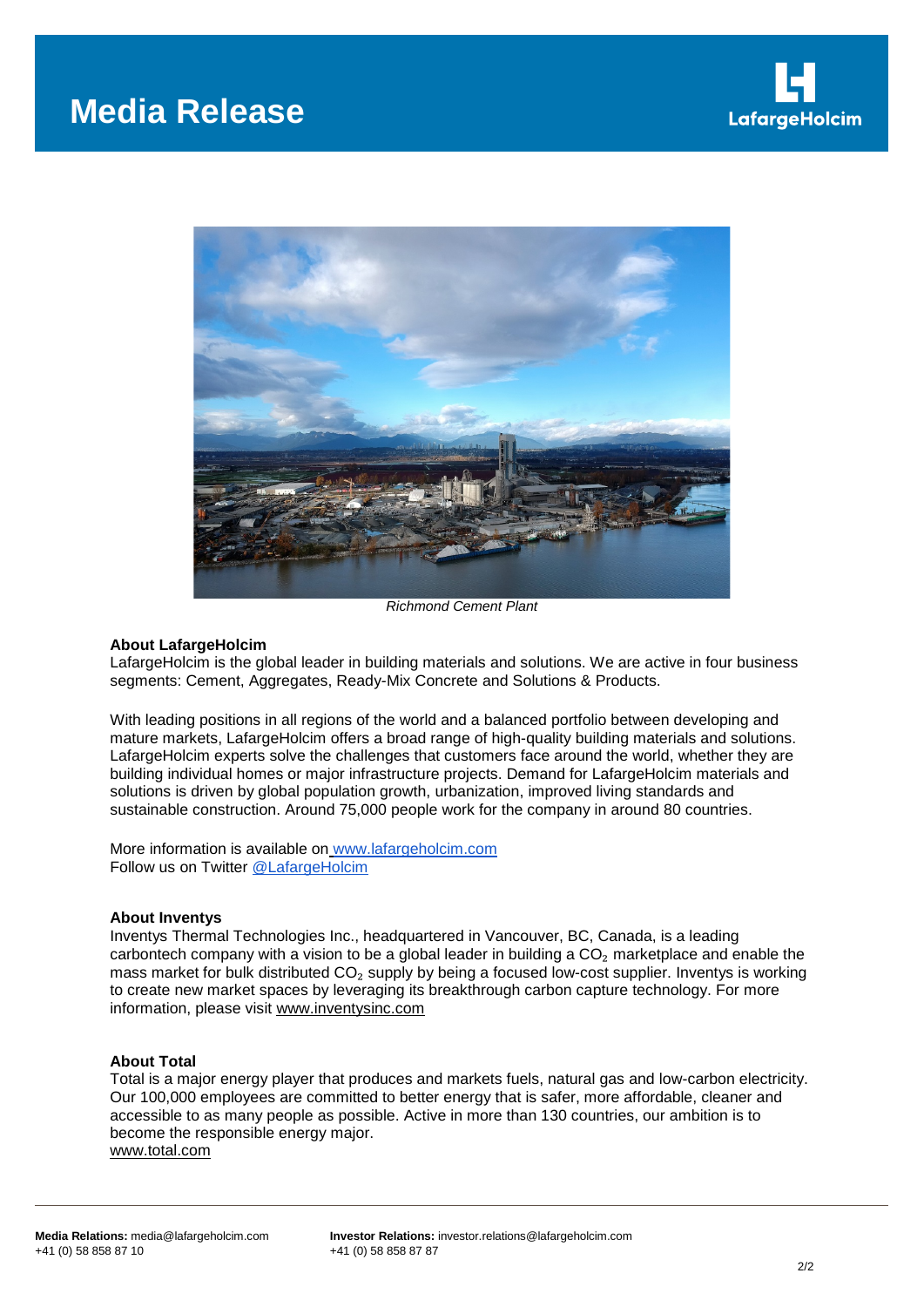# Media Release

*Richmond Cement Plant*

**About LafargeHolcim**
LafargeHolcim is the global leader in building materials and solutions. We are active in four business segments: Cement, Aggregates, Ready-Mix Concrete and Solutions & Products.

With leading positions in all regions of the world and a balanced portfolio between developing and mature markets, LafargeHolcim offers a broad range of high-quality building materials and solutions. LafargeHolcim experts solve the challenges that customers face around the world, whether they are building individual homes or major infrastructure projects. Demand for LafargeHolcim materials and solutions is driven by global population growth, urbanization, improved living standards and sustainable construction. Around 75,000 people work for the company in around 80 countries.

More information is available on www.lafargeholcim.com
Follow us on Twitter @LafargeHolcim

**About Inventys**
Inventys Thermal Technologies Inc., headquartered in Vancouver, BC, Canada, is a leading carbontech company with a vision to be a global leader in building a $CO_2$ marketplace and enable the mass market for bulk distributed $CO_2$ supply by being a focused low-cost supplier. Inventys is working to create new market spaces by leveraging its breakthrough carbon capture technology. For more information, please visit www.inventysinc.com

**About Total**
Total is a major energy player that produces and markets fuels, natural gas and low-carbon electricity. Our 100,000 employees are committed to better energy that is safer, more affordable, cleaner and accessible to as many people as possible. Active in more than 130 countries, our ambition is to become the responsible energy major.
www.total.com

**Media Relations:** media@lafargeholcim.com
+41 (0) 58 858 87 10

**Investor Relations:** investor.relations@lafargeholcim.com
+41 (0) 58 858 87 87